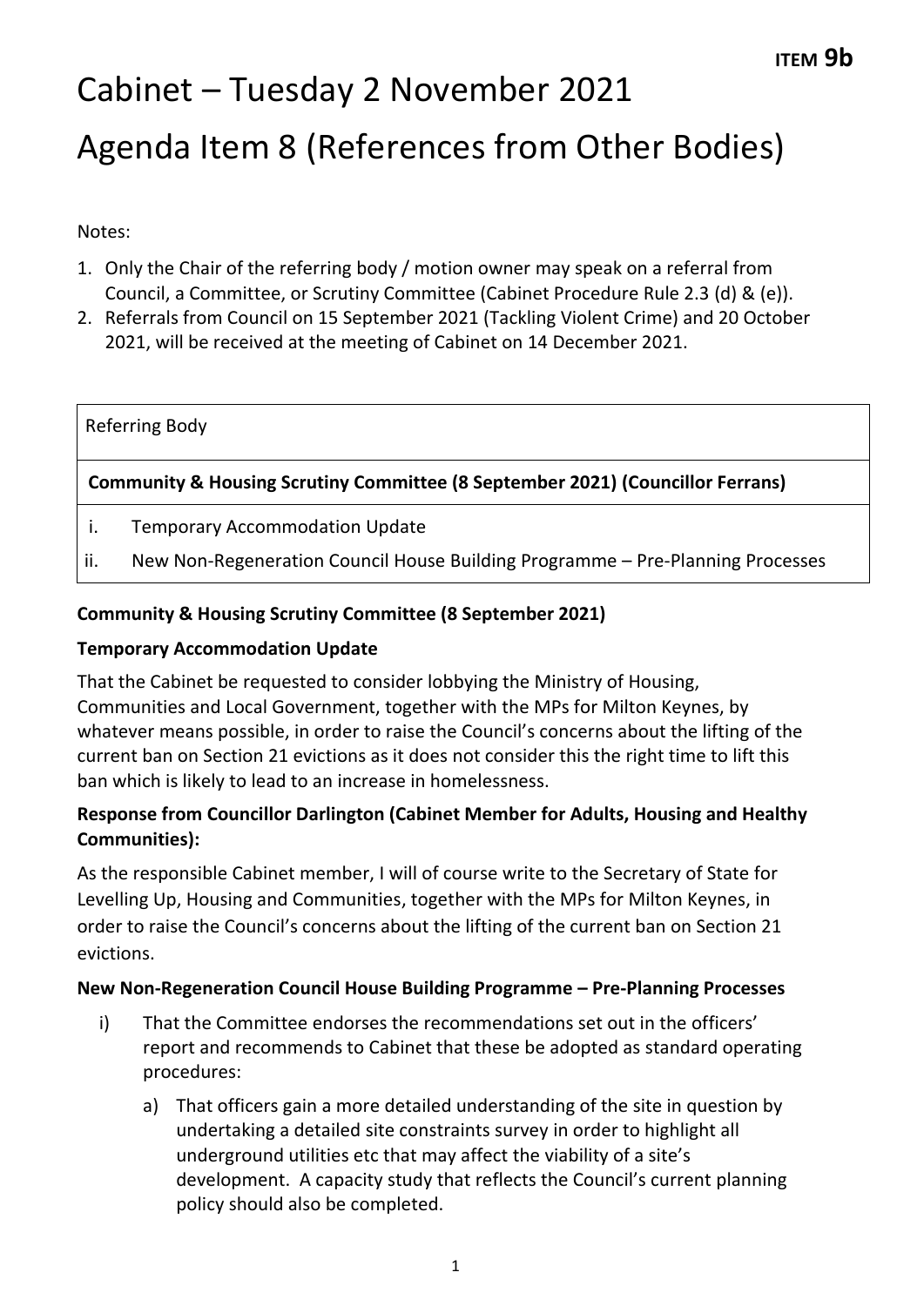**ITEM 9b**

# Cabinet – Tuesday 2 November 2021

# Agenda Item 8 (References from Other Bodies)

Notes:

1. Only the Chair of the referring body / motion owner may speak on a referral from Council, a Committee, or Scrutiny Committee (Cabinet Procedure Rule 2.3 (d) & (e)).
2. Referrals from Council on 15 September 2021 (Tackling Violent Crime) and 20 October 2021, will be received at the meeting of Cabinet on 14 December 2021.

| Referring Body |
|---|
| **Community & Housing Scrutiny Committee (8 September 2021) (Councillor Ferrans)** |
| i. Temporary Accommodation Update<br>ii. New Non-Regeneration Council House Building Programme – Pre-Planning Processes |

**Community & Housing Scrutiny Committee (8 September 2021)**

**Temporary Accommodation Update**

That the Cabinet be requested to consider lobbying the Ministry of Housing, Communities and Local Government, together with the MPs for Milton Keynes, by whatever means possible, in order to raise the Council's concerns about the lifting of the current ban on Section 21 evictions as it does not consider this the right time to lift this ban which is likely to lead to an increase in homelessness.

**Response from Councillor Darlington (Cabinet Member for Adults, Housing and Healthy Communities):**

As the responsible Cabinet member, I will of course write to the Secretary of State for Levelling Up, Housing and Communities, together with the MPs for Milton Keynes, in order to raise the Council's concerns about the lifting of the current ban on Section 21 evictions.

**New Non-Regeneration Council House Building Programme – Pre-Planning Processes**

i) That the Committee endorses the recommendations set out in the officers' report and recommends to Cabinet that these be adopted as standard operating procedures:

   a) That officers gain a more detailed understanding of the site in question by undertaking a detailed site constraints survey in order to highlight all underground utilities etc that may affect the viability of a site's development. A capacity study that reflects the Council's current planning policy should also be completed.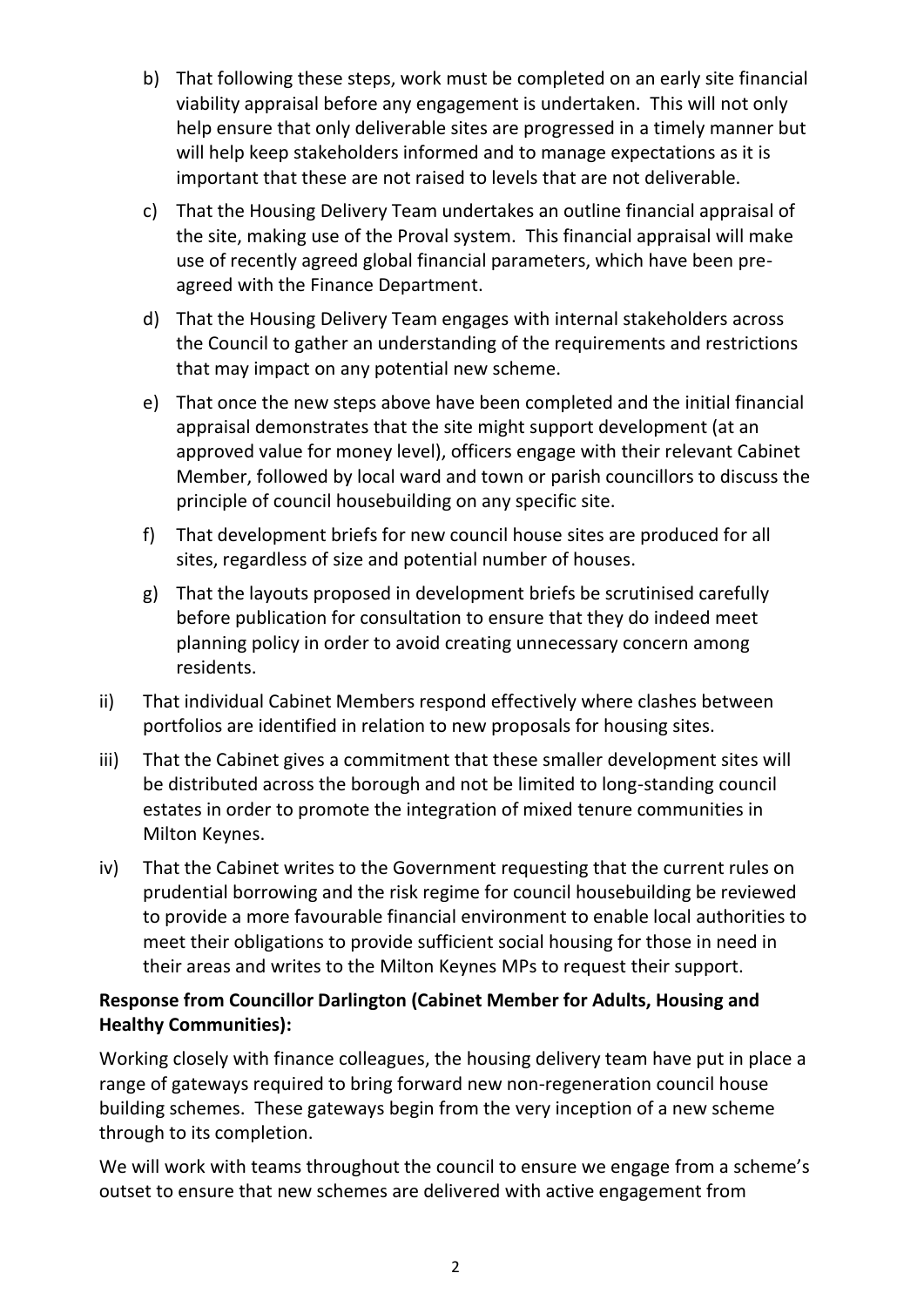b) That following these steps, work must be completed on an early site financial viability appraisal before any engagement is undertaken. This will not only help ensure that only deliverable sites are progressed in a timely manner but will help keep stakeholders informed and to manage expectations as it is important that these are not raised to levels that are not deliverable.

c) That the Housing Delivery Team undertakes an outline financial appraisal of the site, making use of the Proval system. This financial appraisal will make use of recently agreed global financial parameters, which have been pre-agreed with the Finance Department.

d) That the Housing Delivery Team engages with internal stakeholders across the Council to gather an understanding of the requirements and restrictions that may impact on any potential new scheme.

e) That once the new steps above have been completed and the initial financial appraisal demonstrates that the site might support development (at an approved value for money level), officers engage with their relevant Cabinet Member, followed by local ward and town or parish councillors to discuss the principle of council housebuilding on any specific site.

f) That development briefs for new council house sites are produced for all sites, regardless of size and potential number of houses.

g) That the layouts proposed in development briefs be scrutinised carefully before publication for consultation to ensure that they do indeed meet planning policy in order to avoid creating unnecessary concern among residents.

ii) That individual Cabinet Members respond effectively where clashes between portfolios are identified in relation to new proposals for housing sites.

iii) That the Cabinet gives a commitment that these smaller development sites will be distributed across the borough and not be limited to long-standing council estates in order to promote the integration of mixed tenure communities in Milton Keynes.

iv) That the Cabinet writes to the Government requesting that the current rules on prudential borrowing and the risk regime for council housebuilding be reviewed to provide a more favourable financial environment to enable local authorities to meet their obligations to provide sufficient social housing for those in need in their areas and writes to the Milton Keynes MPs to request their support.

**Response from Councillor Darlington (Cabinet Member for Adults, Housing and Healthy Communities):**

Working closely with finance colleagues, the housing delivery team have put in place a range of gateways required to bring forward new non-regeneration council house building schemes. These gateways begin from the very inception of a new scheme through to its completion.

We will work with teams throughout the council to ensure we engage from a scheme's outset to ensure that new schemes are delivered with active engagement from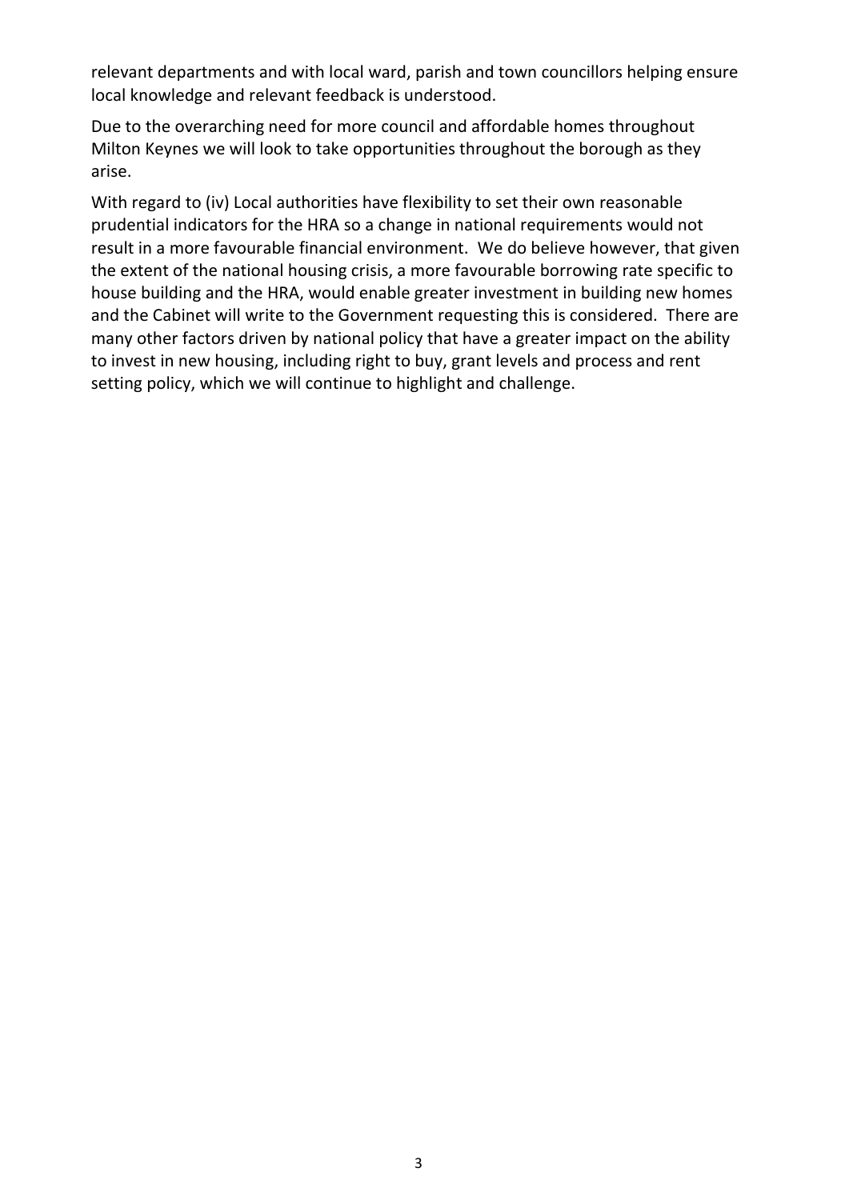relevant departments and with local ward, parish and town councillors helping ensure local knowledge and relevant feedback is understood.

Due to the overarching need for more council and affordable homes throughout Milton Keynes we will look to take opportunities throughout the borough as they arise.

With regard to (iv) Local authorities have flexibility to set their own reasonable prudential indicators for the HRA so a change in national requirements would not result in a more favourable financial environment. We do believe however, that given the extent of the national housing crisis, a more favourable borrowing rate specific to house building and the HRA, would enable greater investment in building new homes and the Cabinet will write to the Government requesting this is considered. There are many other factors driven by national policy that have a greater impact on the ability to invest in new housing, including right to buy, grant levels and process and rent setting policy, which we will continue to highlight and challenge.